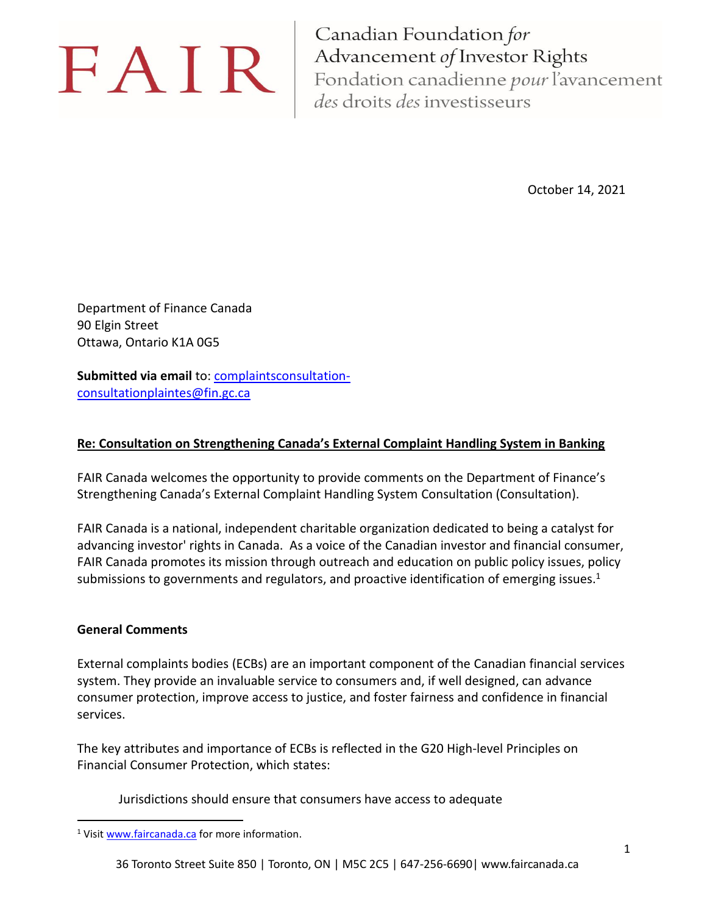FAIR

Canadian Foundation *for* Advancement *of* Investor Rights
Fondation canadienne *pour* l'avancement *des* droits *des* investisseurs

October 14, 2021

Department of Finance Canada
90 Elgin Street
Ottawa, Ontario K1A 0G5

**Submitted via email** to: complaintsconsultation-consultationplaintes@fin.gc.ca

**Re: Consultation on Strengthening Canada's External Complaint Handling System in Banking**

FAIR Canada welcomes the opportunity to provide comments on the Department of Finance's Strengthening Canada's External Complaint Handling System Consultation (Consultation).

FAIR Canada is a national, independent charitable organization dedicated to being a catalyst for advancing investor' rights in Canada. As a voice of the Canadian investor and financial consumer, FAIR Canada promotes its mission through outreach and education on public policy issues, policy submissions to governments and regulators, and proactive identification of emerging issues.[1]

## General Comments

External complaints bodies (ECBs) are an important component of the Canadian financial services system. They provide an invaluable service to consumers and, if well designed, can advance consumer protection, improve access to justice, and foster fairness and confidence in financial services.

The key attributes and importance of ECBs is reflected in the G20 High-level Principles on Financial Consumer Protection, which states:

> Jurisdictions should ensure that consumers have access to adequate

[1] Visit www.faircanada.ca for more information.

36 Toronto Street Suite 850 | Toronto, ON | M5C 2C5 | 647-256-6690| www.faircanada.ca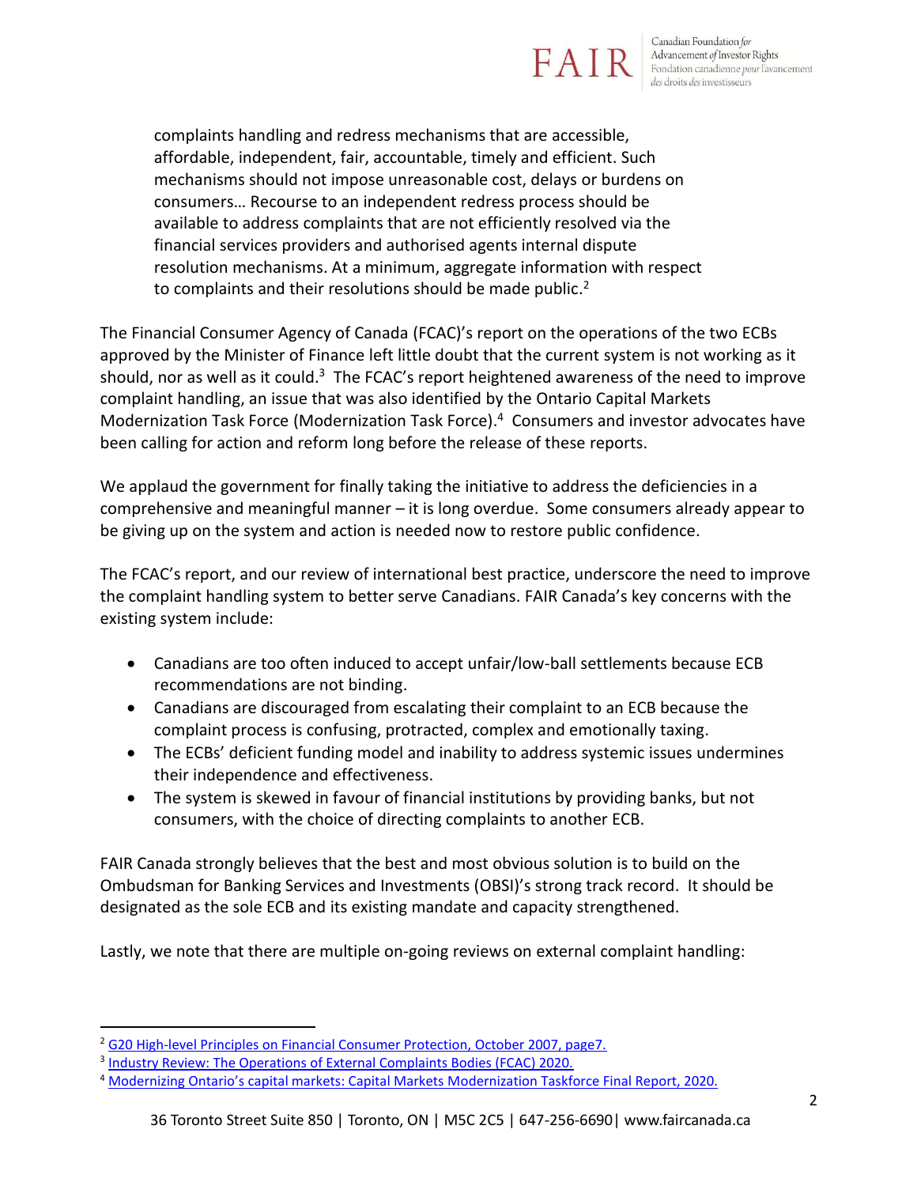> complaints handling and redress mechanisms that are accessible, affordable, independent, fair, accountable, timely and efficient. Such mechanisms should not impose unreasonable cost, delays or burdens on consumers… Recourse to an independent redress process should be available to address complaints that are not efficiently resolved via the financial services providers and authorised agents internal dispute resolution mechanisms. At a minimum, aggregate information with respect to complaints and their resolutions should be made public.[2]

The Financial Consumer Agency of Canada (FCAC)'s report on the operations of the two ECBs approved by the Minister of Finance left little doubt that the current system is not working as it should, nor as well as it could.[3] The FCAC's report heightened awareness of the need to improve complaint handling, an issue that was also identified by the Ontario Capital Markets Modernization Task Force (Modernization Task Force).[4] Consumers and investor advocates have been calling for action and reform long before the release of these reports.

We applaud the government for finally taking the initiative to address the deficiencies in a comprehensive and meaningful manner – it is long overdue. Some consumers already appear to be giving up on the system and action is needed now to restore public confidence.

The FCAC's report, and our review of international best practice, underscore the need to improve the complaint handling system to better serve Canadians. FAIR Canada's key concerns with the existing system include:

- Canadians are too often induced to accept unfair/low-ball settlements because ECB recommendations are not binding.
- Canadians are discouraged from escalating their complaint to an ECB because the complaint process is confusing, protracted, complex and emotionally taxing.
- The ECBs' deficient funding model and inability to address systemic issues undermines their independence and effectiveness.
- The system is skewed in favour of financial institutions by providing banks, but not consumers, with the choice of directing complaints to another ECB.

FAIR Canada strongly believes that the best and most obvious solution is to build on the Ombudsman for Banking Services and Investments (OBSI)'s strong track record. It should be designated as the sole ECB and its existing mandate and capacity strengthened.

Lastly, we note that there are multiple on-going reviews on external complaint handling:

---

[2] G20 High-level Principles on Financial Consumer Protection, October 2007, page7.

[3] Industry Review: The Operations of External Complaints Bodies (FCAC) 2020.

[4] Modernizing Ontario's capital markets: Capital Markets Modernization Taskforce Final Report, 2020.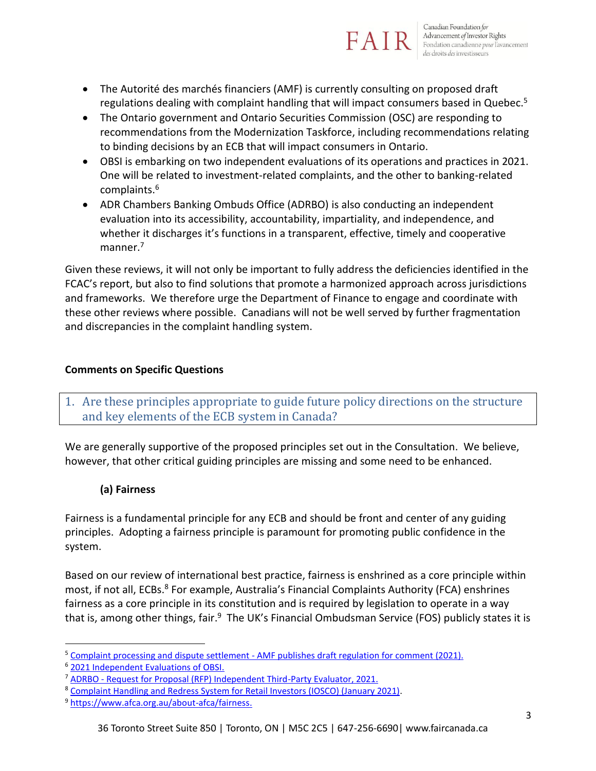- The Autorité des marchés financiers (AMF) is currently consulting on proposed draft regulations dealing with complaint handling that will impact consumers based in Quebec.[5]
- The Ontario government and Ontario Securities Commission (OSC) are responding to recommendations from the Modernization Taskforce, including recommendations relating to binding decisions by an ECB that will impact consumers in Ontario.
- OBSI is embarking on two independent evaluations of its operations and practices in 2021. One will be related to investment-related complaints, and the other to banking-related complaints.[6]
- ADR Chambers Banking Ombuds Office (ADRBO) is also conducting an independent evaluation into its accessibility, accountability, impartiality, and independence, and whether it discharges it's functions in a transparent, effective, timely and cooperative manner.[7]

Given these reviews, it will not only be important to fully address the deficiencies identified in the FCAC's report, but also to find solutions that promote a harmonized approach across jurisdictions and frameworks. We therefore urge the Department of Finance to engage and coordinate with these other reviews where possible. Canadians will not be well served by further fragmentation and discrepancies in the complaint handling system.

**Comments on Specific Questions**

## 1. Are these principles appropriate to guide future policy directions on the structure and key elements of the ECB system in Canada?

We are generally supportive of the proposed principles set out in the Consultation. We believe, however, that other critical guiding principles are missing and some need to be enhanced.

### (a) Fairness

Fairness is a fundamental principle for any ECB and should be front and center of any guiding principles. Adopting a fairness principle is paramount for promoting public confidence in the system.

Based on our review of international best practice, fairness is enshrined as a core principle within most, if not all, ECBs.[8] For example, Australia's Financial Complaints Authority (FCA) enshrines fairness as a core principle in its constitution and is required by legislation to operate in a way that is, among other things, fair.[9] The UK's Financial Ombudsman Service (FOS) publicly states it is

---

[5] Complaint processing and dispute settlement - AMF publishes draft regulation for comment (2021).

[6] 2021 Independent Evaluations of OBSI.

[7] ADRBO - Request for Proposal (RFP) Independent Third-Party Evaluator, 2021.

[8] Complaint Handling and Redress System for Retail Investors (IOSCO) (January 2021).

[9] https://www.afca.org.au/about-afca/fairness.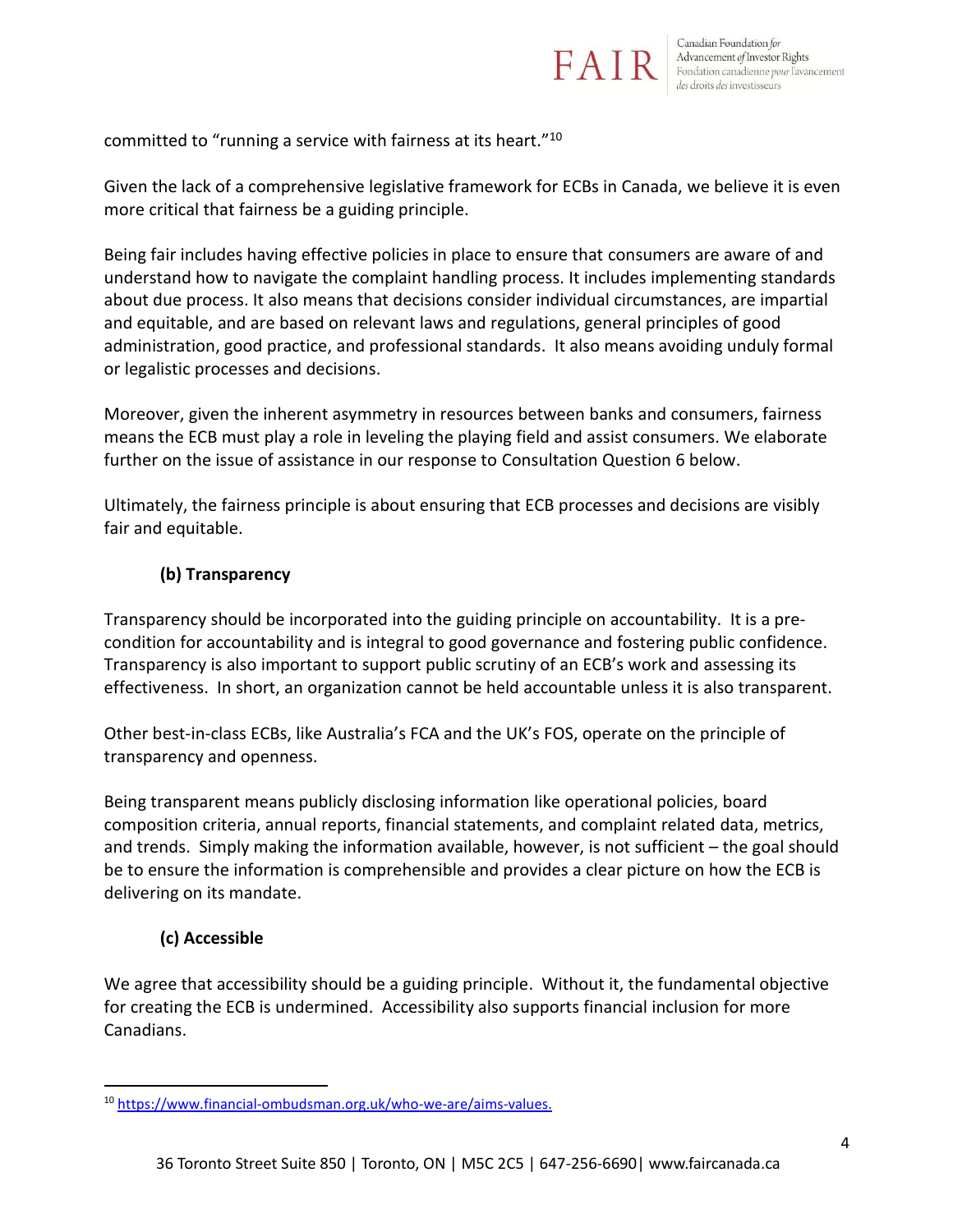committed to "running a service with fairness at its heart."[10]

Given the lack of a comprehensive legislative framework for ECBs in Canada, we believe it is even more critical that fairness be a guiding principle.

Being fair includes having effective policies in place to ensure that consumers are aware of and understand how to navigate the complaint handling process. It includes implementing standards about due process. It also means that decisions consider individual circumstances, are impartial and equitable, and are based on relevant laws and regulations, general principles of good administration, good practice, and professional standards. It also means avoiding unduly formal or legalistic processes and decisions.

Moreover, given the inherent asymmetry in resources between banks and consumers, fairness means the ECB must play a role in leveling the playing field and assist consumers. We elaborate further on the issue of assistance in our response to Consultation Question 6 below.

Ultimately, the fairness principle is about ensuring that ECB processes and decisions are visibly fair and equitable.

### (b) Transparency

Transparency should be incorporated into the guiding principle on accountability. It is a pre-condition for accountability and is integral to good governance and fostering public confidence. Transparency is also important to support public scrutiny of an ECB's work and assessing its effectiveness. In short, an organization cannot be held accountable unless it is also transparent.

Other best-in-class ECBs, like Australia's FCA and the UK's FOS, operate on the principle of transparency and openness.

Being transparent means publicly disclosing information like operational policies, board composition criteria, annual reports, financial statements, and complaint related data, metrics, and trends. Simply making the information available, however, is not sufficient – the goal should be to ensure the information is comprehensible and provides a clear picture on how the ECB is delivering on its mandate.

### (c) Accessible

We agree that accessibility should be a guiding principle. Without it, the fundamental objective for creating the ECB is undermined. Accessibility also supports financial inclusion for more Canadians.

---

[10] https://www.financial-ombudsman.org.uk/who-we-are/aims-values.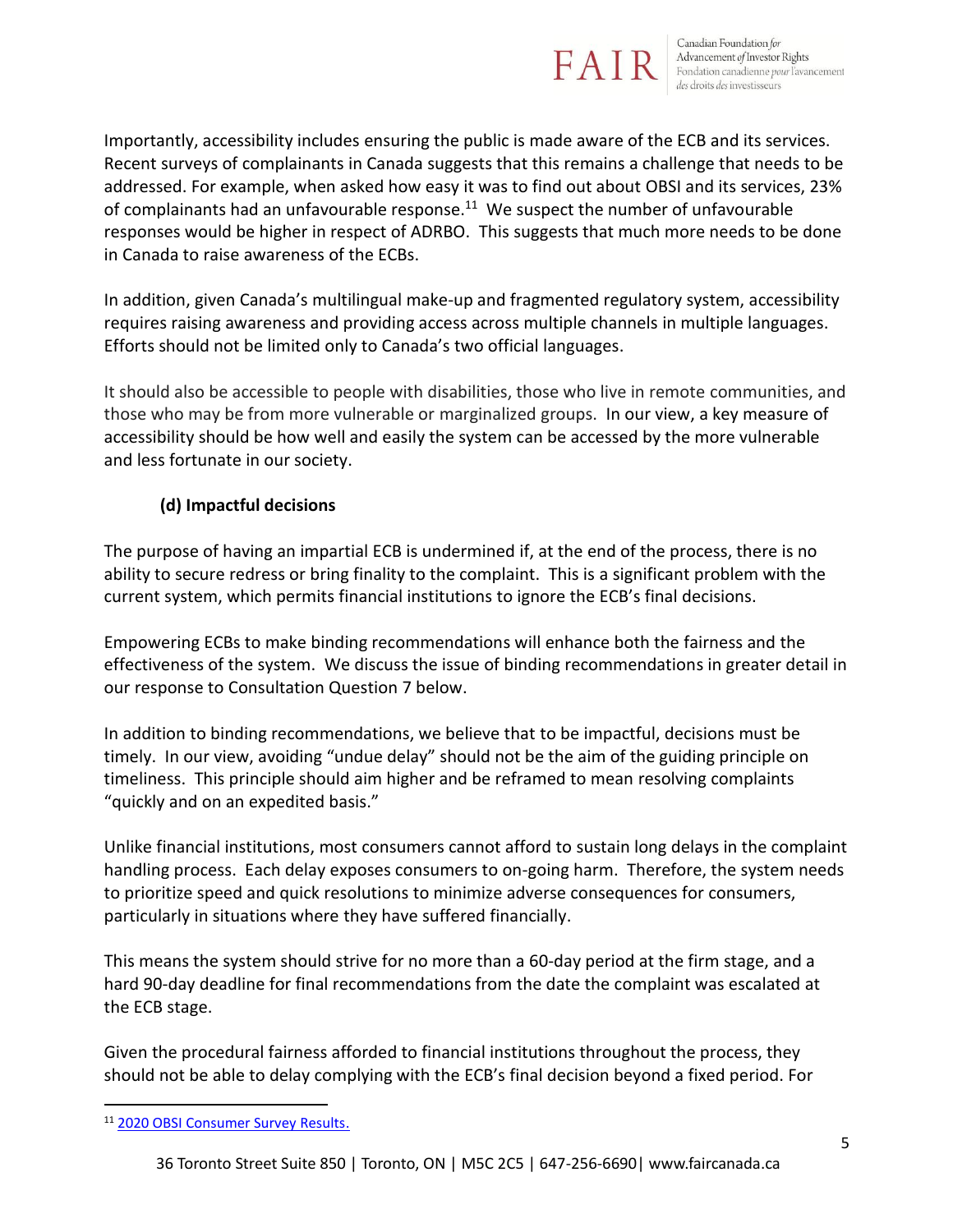Importantly, accessibility includes ensuring the public is made aware of the ECB and its services. Recent surveys of complainants in Canada suggests that this remains a challenge that needs to be addressed. For example, when asked how easy it was to find out about OBSI and its services, 23% of complainants had an unfavourable response.[11] We suspect the number of unfavourable responses would be higher in respect of ADRBO. This suggests that much more needs to be done in Canada to raise awareness of the ECBs.

In addition, given Canada's multilingual make-up and fragmented regulatory system, accessibility requires raising awareness and providing access across multiple channels in multiple languages. Efforts should not be limited only to Canada's two official languages.

It should also be accessible to people with disabilities, those who live in remote communities, and those who may be from more vulnerable or marginalized groups. In our view, a key measure of accessibility should be how well and easily the system can be accessed by the more vulnerable and less fortunate in our society.

#### (d) Impactful decisions

The purpose of having an impartial ECB is undermined if, at the end of the process, there is no ability to secure redress or bring finality to the complaint. This is a significant problem with the current system, which permits financial institutions to ignore the ECB's final decisions.

Empowering ECBs to make binding recommendations will enhance both the fairness and the effectiveness of the system. We discuss the issue of binding recommendations in greater detail in our response to Consultation Question 7 below.

In addition to binding recommendations, we believe that to be impactful, decisions must be timely. In our view, avoiding "undue delay" should not be the aim of the guiding principle on timeliness. This principle should aim higher and be reframed to mean resolving complaints "quickly and on an expedited basis."

Unlike financial institutions, most consumers cannot afford to sustain long delays in the complaint handling process. Each delay exposes consumers to on-going harm. Therefore, the system needs to prioritize speed and quick resolutions to minimize adverse consequences for consumers, particularly in situations where they have suffered financially.

This means the system should strive for no more than a 60-day period at the firm stage, and a hard 90-day deadline for final recommendations from the date the complaint was escalated at the ECB stage.

Given the procedural fairness afforded to financial institutions throughout the process, they should not be able to delay complying with the ECB's final decision beyond a fixed period. For

---

[11] 2020 OBSI Consumer Survey Results.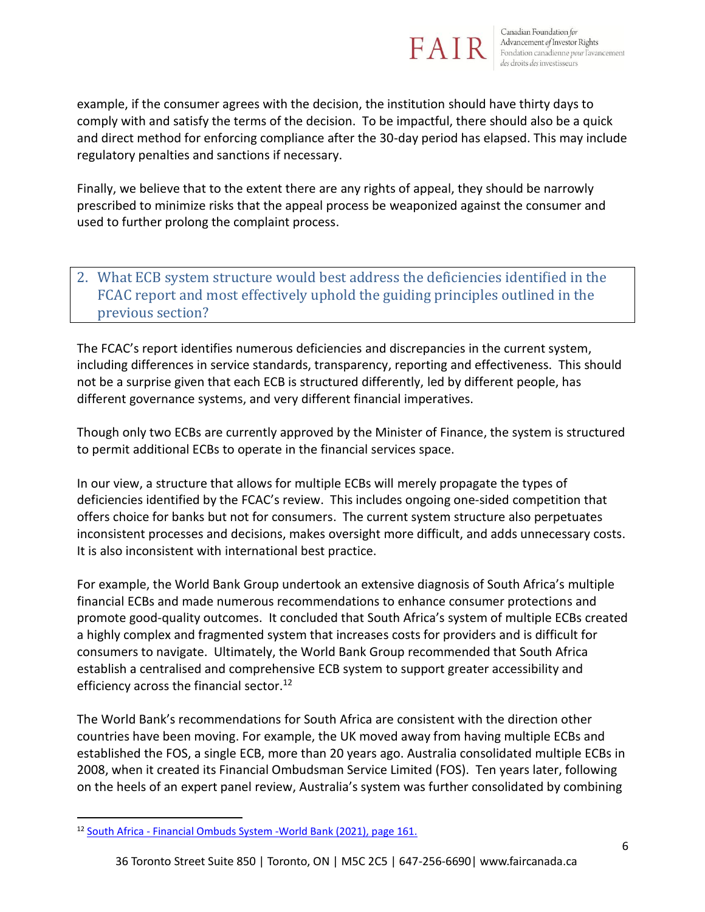example, if the consumer agrees with the decision, the institution should have thirty days to comply with and satisfy the terms of the decision. To be impactful, there should also be a quick and direct method for enforcing compliance after the 30-day period has elapsed. This may include regulatory penalties and sanctions if necessary.

Finally, we believe that to the extent there are any rights of appeal, they should be narrowly prescribed to minimize risks that the appeal process be weaponized against the consumer and used to further prolong the complaint process.

## 2. What ECB system structure would best address the deficiencies identified in the FCAC report and most effectively uphold the guiding principles outlined in the previous section?

The FCAC's report identifies numerous deficiencies and discrepancies in the current system, including differences in service standards, transparency, reporting and effectiveness. This should not be a surprise given that each ECB is structured differently, led by different people, has different governance systems, and very different financial imperatives.

Though only two ECBs are currently approved by the Minister of Finance, the system is structured to permit additional ECBs to operate in the financial services space.

In our view, a structure that allows for multiple ECBs will merely propagate the types of deficiencies identified by the FCAC's review. This includes ongoing one-sided competition that offers choice for banks but not for consumers. The current system structure also perpetuates inconsistent processes and decisions, makes oversight more difficult, and adds unnecessary costs. It is also inconsistent with international best practice.

For example, the World Bank Group undertook an extensive diagnosis of South Africa's multiple financial ECBs and made numerous recommendations to enhance consumer protections and promote good-quality outcomes. It concluded that South Africa's system of multiple ECBs created a highly complex and fragmented system that increases costs for providers and is difficult for consumers to navigate. Ultimately, the World Bank Group recommended that South Africa establish a centralised and comprehensive ECB system to support greater accessibility and efficiency across the financial sector.[12]

The World Bank's recommendations for South Africa are consistent with the direction other countries have been moving. For example, the UK moved away from having multiple ECBs and established the FOS, a single ECB, more than 20 years ago. Australia consolidated multiple ECBs in 2008, when it created its Financial Ombudsman Service Limited (FOS). Ten years later, following on the heels of an expert panel review, Australia's system was further consolidated by combining

---

[12] South Africa - Financial Ombuds System -World Bank (2021), page 161.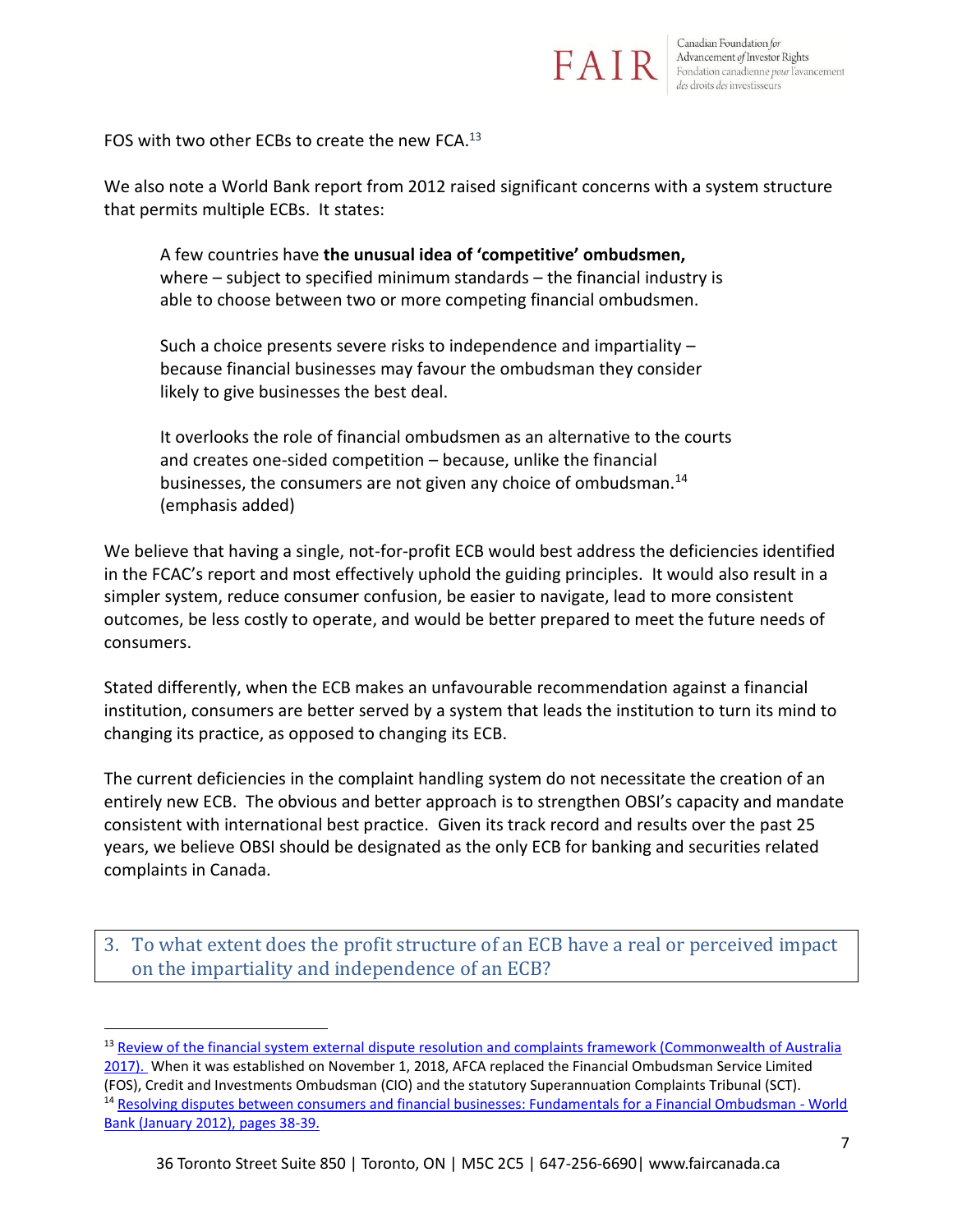FOS with two other ECBs to create the new FCA.[13]

We also note a World Bank report from 2012 raised significant concerns with a system structure that permits multiple ECBs. It states:

> A few countries have **the unusual idea of 'competitive' ombudsmen,** where – subject to specified minimum standards – the financial industry is able to choose between two or more competing financial ombudsmen.
>
> Such a choice presents severe risks to independence and impartiality – because financial businesses may favour the ombudsman they consider likely to give businesses the best deal.
>
> It overlooks the role of financial ombudsmen as an alternative to the courts and creates one-sided competition – because, unlike the financial businesses, the consumers are not given any choice of ombudsman.[14] (emphasis added)

We believe that having a single, not-for-profit ECB would best address the deficiencies identified in the FCAC's report and most effectively uphold the guiding principles. It would also result in a simpler system, reduce consumer confusion, be easier to navigate, lead to more consistent outcomes, be less costly to operate, and would be better prepared to meet the future needs of consumers.

Stated differently, when the ECB makes an unfavourable recommendation against a financial institution, consumers are better served by a system that leads the institution to turn its mind to changing its practice, as opposed to changing its ECB.

The current deficiencies in the complaint handling system do not necessitate the creation of an entirely new ECB. The obvious and better approach is to strengthen OBSI's capacity and mandate consistent with international best practice. Given its track record and results over the past 25 years, we believe OBSI should be designated as the only ECB for banking and securities related complaints in Canada.

## 3. To what extent does the profit structure of an ECB have a real or perceived impact on the impartiality and independence of an ECB?

---

[13] Review of the financial system external dispute resolution and complaints framework (Commonwealth of Australia 2017). When it was established on November 1, 2018, AFCA replaced the Financial Ombudsman Service Limited (FOS), Credit and Investments Ombudsman (CIO) and the statutory Superannuation Complaints Tribunal (SCT).

[14] Resolving disputes between consumers and financial businesses: Fundamentals for a Financial Ombudsman - World Bank (January 2012), pages 38-39.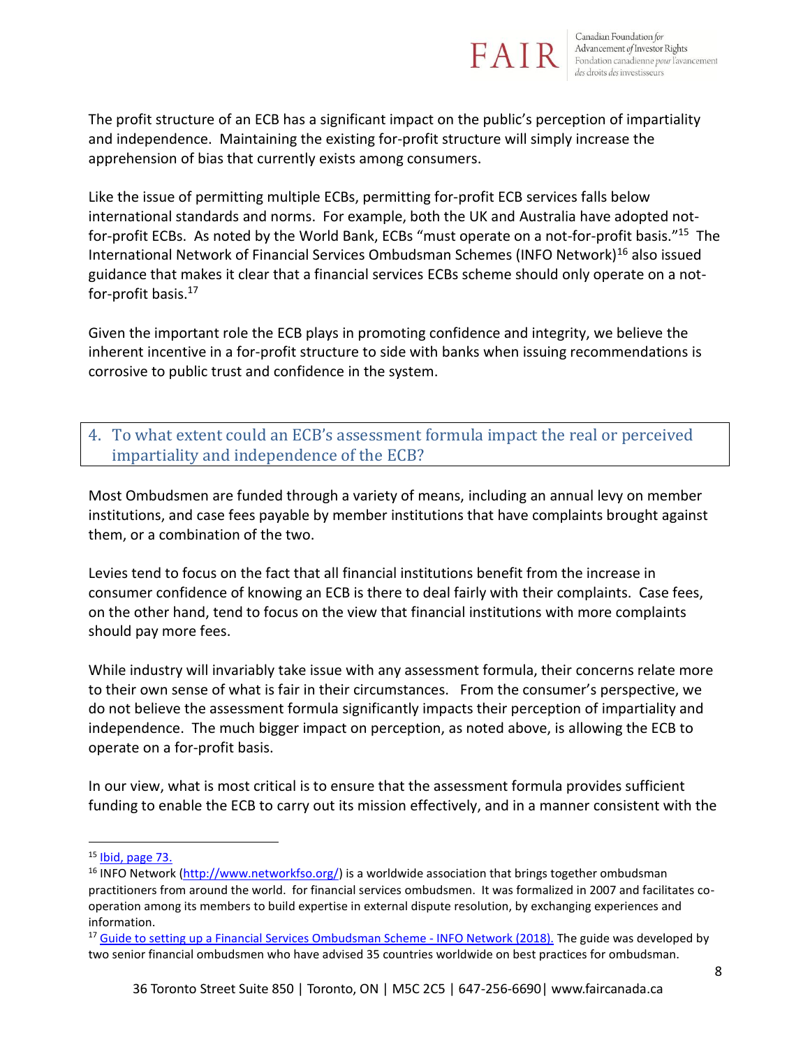The profit structure of an ECB has a significant impact on the public's perception of impartiality and independence. Maintaining the existing for-profit structure will simply increase the apprehension of bias that currently exists among consumers.

Like the issue of permitting multiple ECBs, permitting for-profit ECB services falls below international standards and norms. For example, both the UK and Australia have adopted not-for-profit ECBs. As noted by the World Bank, ECBs "must operate on a not-for-profit basis."[15] The International Network of Financial Services Ombudsman Schemes (INFO Network)[16] also issued guidance that makes it clear that a financial services ECBs scheme should only operate on a not-for-profit basis.[17]

Given the important role the ECB plays in promoting confidence and integrity, we believe the inherent incentive in a for-profit structure to side with banks when issuing recommendations is corrosive to public trust and confidence in the system.

## 4. To what extent could an ECB's assessment formula impact the real or perceived impartiality and independence of the ECB?

Most Ombudsmen are funded through a variety of means, including an annual levy on member institutions, and case fees payable by member institutions that have complaints brought against them, or a combination of the two.

Levies tend to focus on the fact that all financial institutions benefit from the increase in consumer confidence of knowing an ECB is there to deal fairly with their complaints. Case fees, on the other hand, tend to focus on the view that financial institutions with more complaints should pay more fees.

While industry will invariably take issue with any assessment formula, their concerns relate more to their own sense of what is fair in their circumstances. From the consumer's perspective, we do not believe the assessment formula significantly impacts their perception of impartiality and independence. The much bigger impact on perception, as noted above, is allowing the ECB to operate on a for-profit basis.

In our view, what is most critical is to ensure that the assessment formula provides sufficient funding to enable the ECB to carry out its mission effectively, and in a manner consistent with the

---

[15] Ibid, page 73.

[16] INFO Network (http://www.networkfso.org/) is a worldwide association that brings together ombudsman practitioners from around the world. for financial services ombudsmen. It was formalized in 2007 and facilitates co-operation among its members to build expertise in external dispute resolution, by exchanging experiences and information.

[17] Guide to setting up a Financial Services Ombudsman Scheme - INFO Network (2018). The guide was developed by two senior financial ombudsmen who have advised 35 countries worldwide on best practices for ombudsman.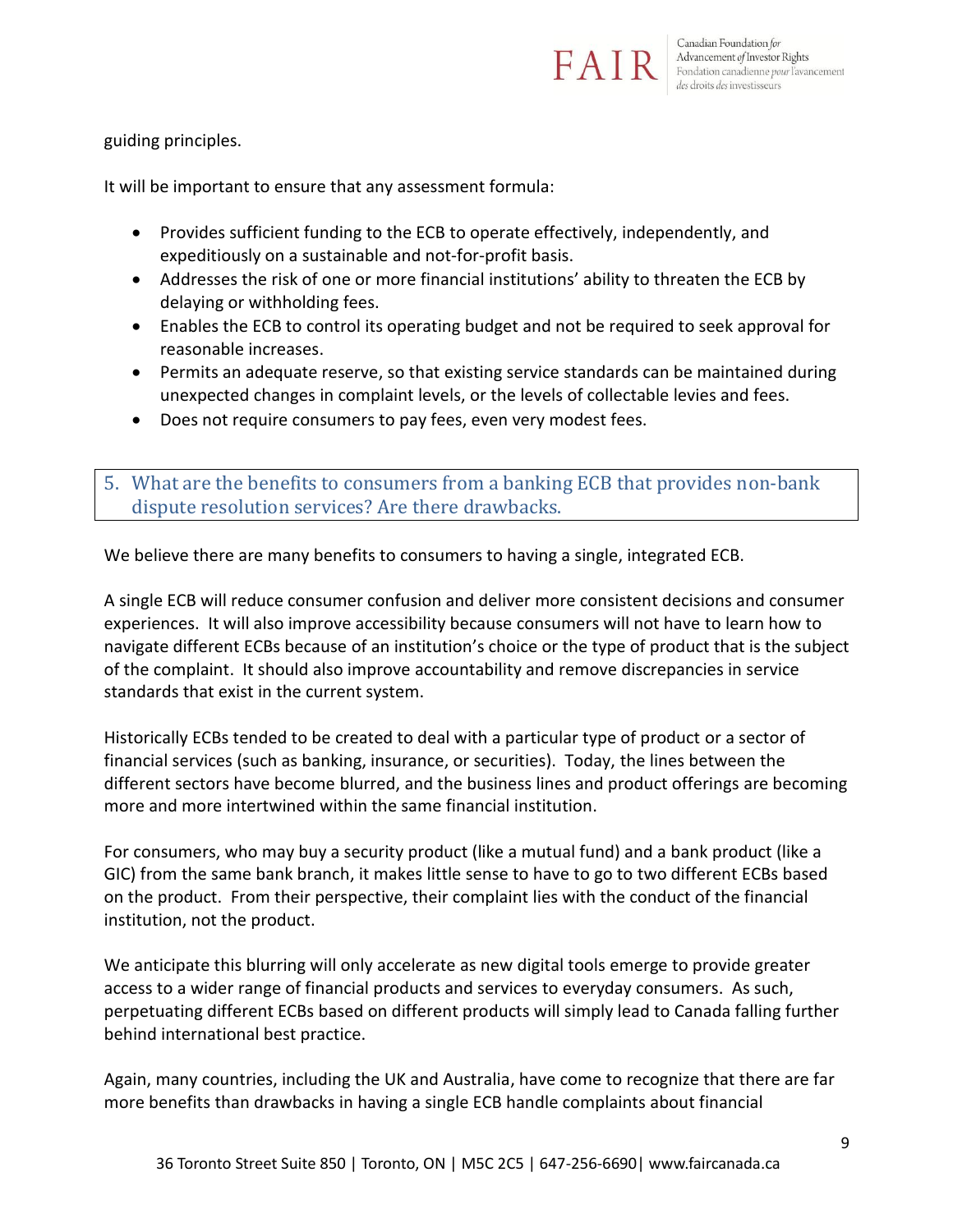guiding principles.

It will be important to ensure that any assessment formula:

- Provides sufficient funding to the ECB to operate effectively, independently, and expeditiously on a sustainable and not-for-profit basis.
- Addresses the risk of one or more financial institutions' ability to threaten the ECB by delaying or withholding fees.
- Enables the ECB to control its operating budget and not be required to seek approval for reasonable increases.
- Permits an adequate reserve, so that existing service standards can be maintained during unexpected changes in complaint levels, or the levels of collectable levies and fees.
- Does not require consumers to pay fees, even very modest fees.

## 5. What are the benefits to consumers from a banking ECB that provides non-bank dispute resolution services? Are there drawbacks.

We believe there are many benefits to consumers to having a single, integrated ECB.

A single ECB will reduce consumer confusion and deliver more consistent decisions and consumer experiences. It will also improve accessibility because consumers will not have to learn how to navigate different ECBs because of an institution's choice or the type of product that is the subject of the complaint. It should also improve accountability and remove discrepancies in service standards that exist in the current system.

Historically ECBs tended to be created to deal with a particular type of product or a sector of financial services (such as banking, insurance, or securities). Today, the lines between the different sectors have become blurred, and the business lines and product offerings are becoming more and more intertwined within the same financial institution.

For consumers, who may buy a security product (like a mutual fund) and a bank product (like a GIC) from the same bank branch, it makes little sense to have to go to two different ECBs based on the product. From their perspective, their complaint lies with the conduct of the financial institution, not the product.

We anticipate this blurring will only accelerate as new digital tools emerge to provide greater access to a wider range of financial products and services to everyday consumers. As such, perpetuating different ECBs based on different products will simply lead to Canada falling further behind international best practice.

Again, many countries, including the UK and Australia, have come to recognize that there are far more benefits than drawbacks in having a single ECB handle complaints about financial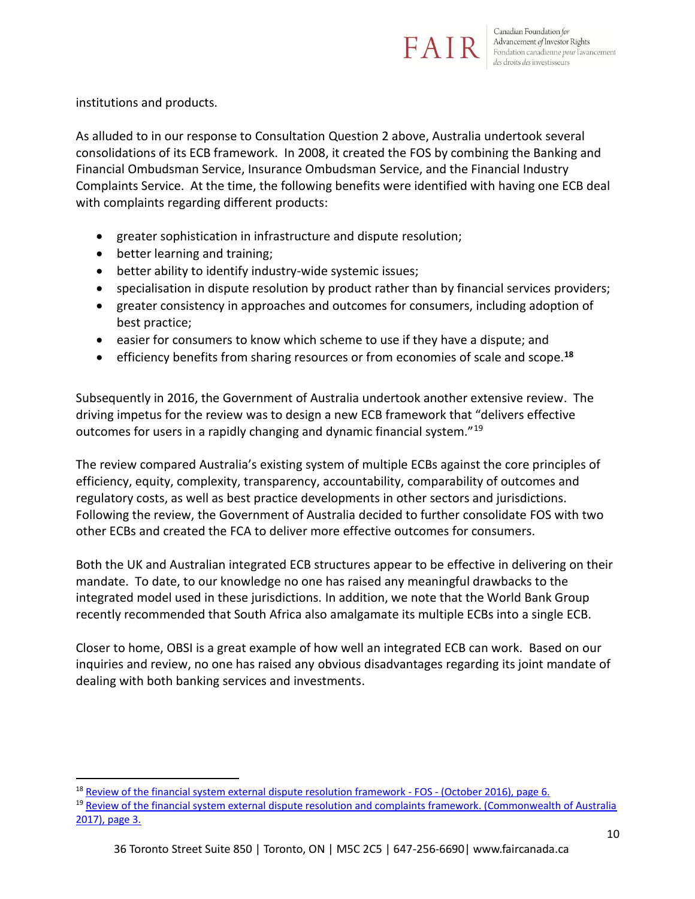institutions and products.

As alluded to in our response to Consultation Question 2 above, Australia undertook several consolidations of its ECB framework. In 2008, it created the FOS by combining the Banking and Financial Ombudsman Service, Insurance Ombudsman Service, and the Financial Industry Complaints Service. At the time, the following benefits were identified with having one ECB deal with complaints regarding different products:

- greater sophistication in infrastructure and dispute resolution;
- better learning and training;
- better ability to identify industry-wide systemic issues;
- specialisation in dispute resolution by product rather than by financial services providers;
- greater consistency in approaches and outcomes for consumers, including adoption of best practice;
- easier for consumers to know which scheme to use if they have a dispute; and
- efficiency benefits from sharing resources or from economies of scale and scope.[18]

Subsequently in 2016, the Government of Australia undertook another extensive review. The driving impetus for the review was to design a new ECB framework that "delivers effective outcomes for users in a rapidly changing and dynamic financial system."[19]

The review compared Australia's existing system of multiple ECBs against the core principles of efficiency, equity, complexity, transparency, accountability, comparability of outcomes and regulatory costs, as well as best practice developments in other sectors and jurisdictions. Following the review, the Government of Australia decided to further consolidate FOS with two other ECBs and created the FCA to deliver more effective outcomes for consumers.

Both the UK and Australian integrated ECB structures appear to be effective in delivering on their mandate. To date, to our knowledge no one has raised any meaningful drawbacks to the integrated model used in these jurisdictions. In addition, we note that the World Bank Group recently recommended that South Africa also amalgamate its multiple ECBs into a single ECB.

Closer to home, OBSI is a great example of how well an integrated ECB can work. Based on our inquiries and review, no one has raised any obvious disadvantages regarding its joint mandate of dealing with both banking services and investments.

---

[18] Review of the financial system external dispute resolution framework - FOS - (October 2016), page 6.

[19] Review of the financial system external dispute resolution and complaints framework. (Commonwealth of Australia 2017), page 3.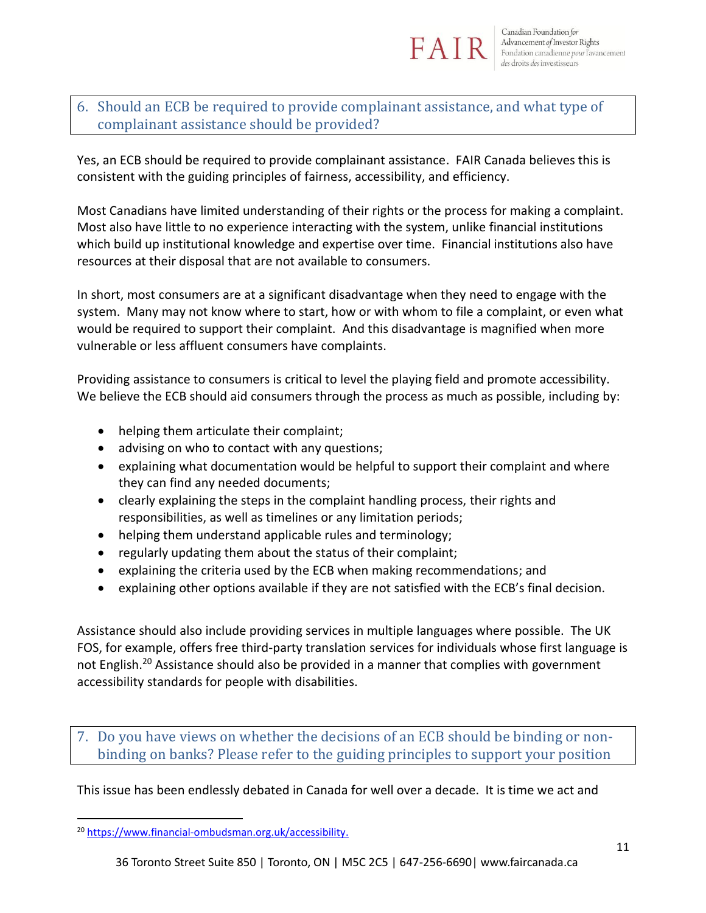## 6. Should an ECB be required to provide complainant assistance, and what type of complainant assistance should be provided?

Yes, an ECB should be required to provide complainant assistance. FAIR Canada believes this is consistent with the guiding principles of fairness, accessibility, and efficiency.

Most Canadians have limited understanding of their rights or the process for making a complaint. Most also have little to no experience interacting with the system, unlike financial institutions which build up institutional knowledge and expertise over time. Financial institutions also have resources at their disposal that are not available to consumers.

In short, most consumers are at a significant disadvantage when they need to engage with the system. Many may not know where to start, how or with whom to file a complaint, or even what would be required to support their complaint. And this disadvantage is magnified when more vulnerable or less affluent consumers have complaints.

Providing assistance to consumers is critical to level the playing field and promote accessibility. We believe the ECB should aid consumers through the process as much as possible, including by:

- helping them articulate their complaint;
- advising on who to contact with any questions;
- explaining what documentation would be helpful to support their complaint and where they can find any needed documents;
- clearly explaining the steps in the complaint handling process, their rights and responsibilities, as well as timelines or any limitation periods;
- helping them understand applicable rules and terminology;
- regularly updating them about the status of their complaint;
- explaining the criteria used by the ECB when making recommendations; and
- explaining other options available if they are not satisfied with the ECB's final decision.

Assistance should also include providing services in multiple languages where possible. The UK FOS, for example, offers free third-party translation services for individuals whose first language is not English.[20] Assistance should also be provided in a manner that complies with government accessibility standards for people with disabilities.

## 7. Do you have views on whether the decisions of an ECB should be binding or non-binding on banks? Please refer to the guiding principles to support your position

This issue has been endlessly debated in Canada for well over a decade. It is time we act and

[20] https://www.financial-ombudsman.org.uk/accessibility.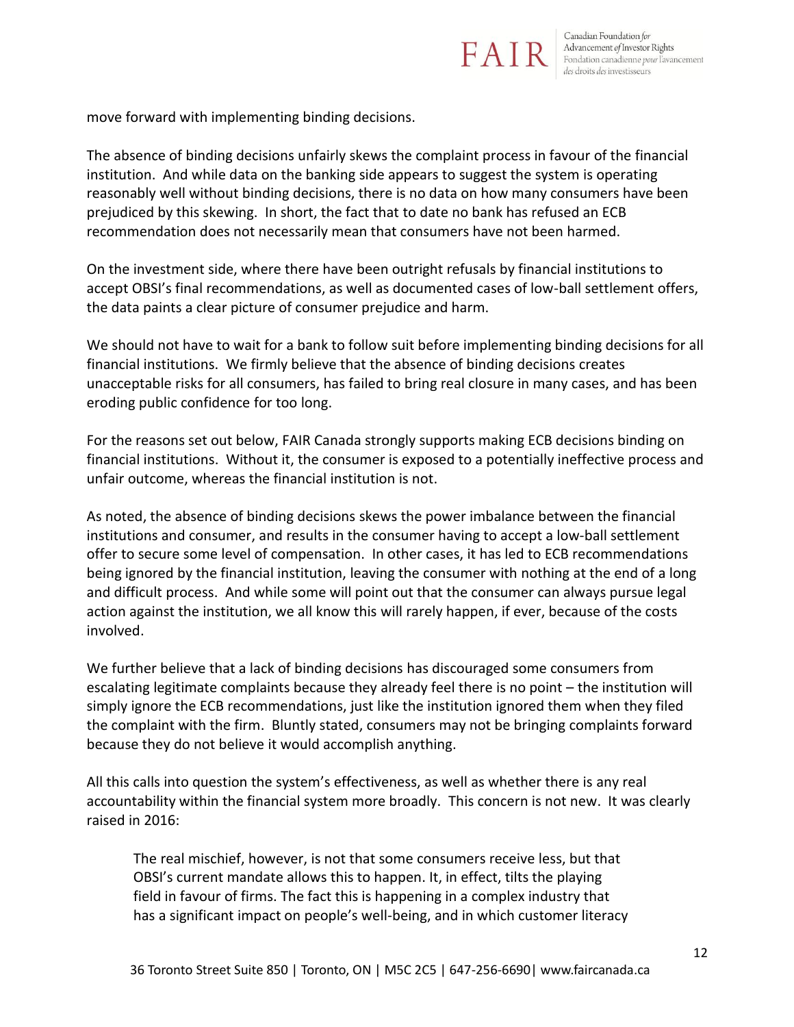move forward with implementing binding decisions.

The absence of binding decisions unfairly skews the complaint process in favour of the financial institution. And while data on the banking side appears to suggest the system is operating reasonably well without binding decisions, there is no data on how many consumers have been prejudiced by this skewing. In short, the fact that to date no bank has refused an ECB recommendation does not necessarily mean that consumers have not been harmed.

On the investment side, where there have been outright refusals by financial institutions to accept OBSI's final recommendations, as well as documented cases of low-ball settlement offers, the data paints a clear picture of consumer prejudice and harm.

We should not have to wait for a bank to follow suit before implementing binding decisions for all financial institutions. We firmly believe that the absence of binding decisions creates unacceptable risks for all consumers, has failed to bring real closure in many cases, and has been eroding public confidence for too long.

For the reasons set out below, FAIR Canada strongly supports making ECB decisions binding on financial institutions. Without it, the consumer is exposed to a potentially ineffective process and unfair outcome, whereas the financial institution is not.

As noted, the absence of binding decisions skews the power imbalance between the financial institutions and consumer, and results in the consumer having to accept a low-ball settlement offer to secure some level of compensation. In other cases, it has led to ECB recommendations being ignored by the financial institution, leaving the consumer with nothing at the end of a long and difficult process. And while some will point out that the consumer can always pursue legal action against the institution, we all know this will rarely happen, if ever, because of the costs involved.

We further believe that a lack of binding decisions has discouraged some consumers from escalating legitimate complaints because they already feel there is no point – the institution will simply ignore the ECB recommendations, just like the institution ignored them when they filed the complaint with the firm. Bluntly stated, consumers may not be bringing complaints forward because they do not believe it would accomplish anything.

All this calls into question the system's effectiveness, as well as whether there is any real accountability within the financial system more broadly. This concern is not new. It was clearly raised in 2016:

> The real mischief, however, is not that some consumers receive less, but that OBSI's current mandate allows this to happen. It, in effect, tilts the playing field in favour of firms. The fact this is happening in a complex industry that has a significant impact on people's well-being, and in which customer literacy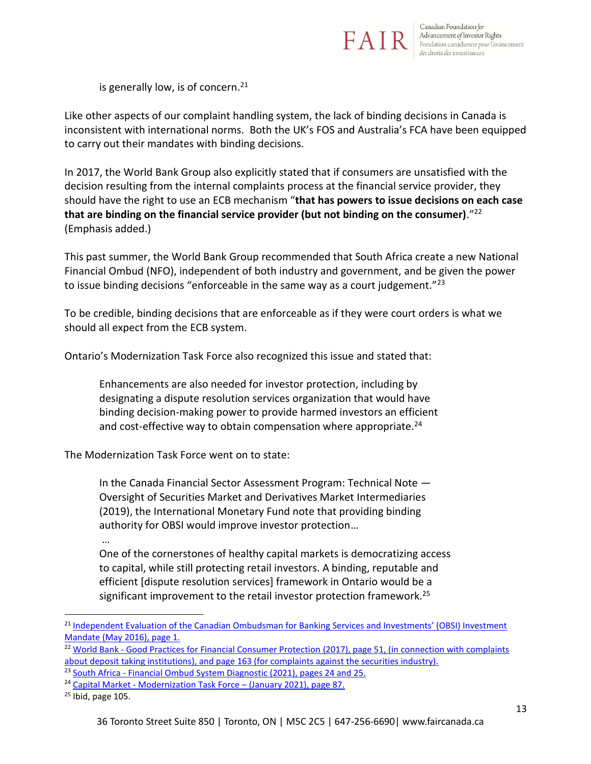is generally low, is of concern.[21]

Like other aspects of our complaint handling system, the lack of binding decisions in Canada is inconsistent with international norms. Both the UK's FOS and Australia's FCA have been equipped to carry out their mandates with binding decisions.

In 2017, the World Bank Group also explicitly stated that if consumers are unsatisfied with the decision resulting from the internal complaints process at the financial service provider, they should have the right to use an ECB mechanism "**that has powers to issue decisions on each case that are binding on the financial service provider (but not binding on the consumer)**."[22] (Emphasis added.)

This past summer, the World Bank Group recommended that South Africa create a new National Financial Ombud (NFO), independent of both industry and government, and be given the power to issue binding decisions "enforceable in the same way as a court judgement."[23]

To be credible, binding decisions that are enforceable as if they were court orders is what we should all expect from the ECB system.

Ontario's Modernization Task Force also recognized this issue and stated that:

> Enhancements are also needed for investor protection, including by designating a dispute resolution services organization that would have binding decision-making power to provide harmed investors an efficient and cost-effective way to obtain compensation where appropriate.[24]

The Modernization Task Force went on to state:

> In the Canada Financial Sector Assessment Program: Technical Note — Oversight of Securities Market and Derivatives Market Intermediaries (2019), the International Monetary Fund note that providing binding authority for OBSI would improve investor protection…
>
> …
>
> One of the cornerstones of healthy capital markets is democratizing access to capital, while still protecting retail investors. A binding, reputable and efficient [dispute resolution services] framework in Ontario would be a significant improvement to the retail investor protection framework.[25]

---

[21] Independent Evaluation of the Canadian Ombudsman for Banking Services and Investments' (OBSI) Investment Mandate (May 2016), page 1.

[22] World Bank - Good Practices for Financial Consumer Protection (2017), page 51, (in connection with complaints about deposit taking institutions), and page 163 (for complaints against the securities industry).

[23] South Africa - Financial Ombud System Diagnostic (2021), pages 24 and 25.

[24] Capital Market - Modernization Task Force – (January 2021), page 87.

[25] Ibid, page 105.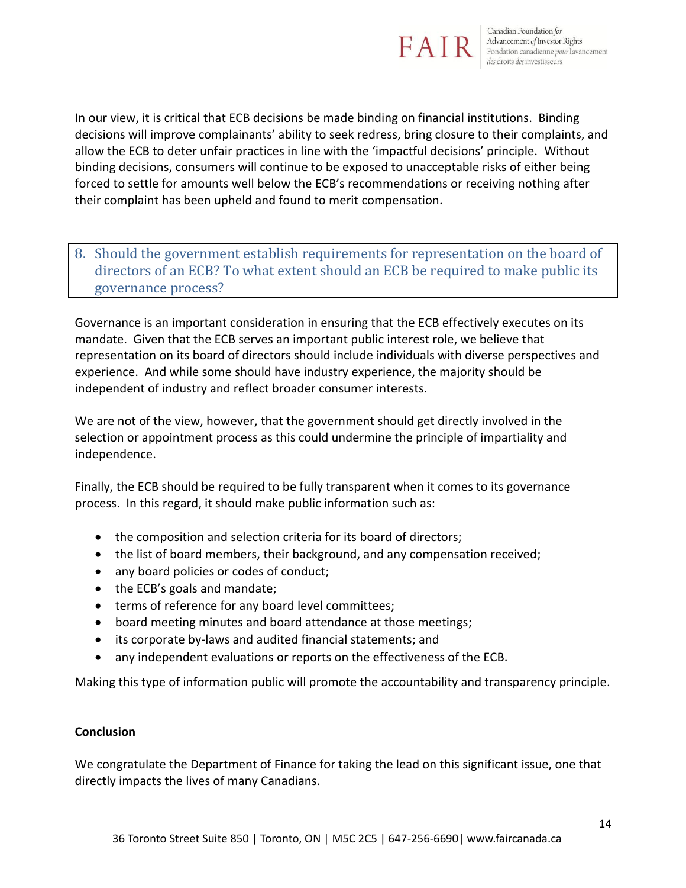In our view, it is critical that ECB decisions be made binding on financial institutions. Binding decisions will improve complainants' ability to seek redress, bring closure to their complaints, and allow the ECB to deter unfair practices in line with the 'impactful decisions' principle. Without binding decisions, consumers will continue to be exposed to unacceptable risks of either being forced to settle for amounts well below the ECB's recommendations or receiving nothing after their complaint has been upheld and found to merit compensation.

### 8. Should the government establish requirements for representation on the board of directors of an ECB? To what extent should an ECB be required to make public its governance process?

Governance is an important consideration in ensuring that the ECB effectively executes on its mandate. Given that the ECB serves an important public interest role, we believe that representation on its board of directors should include individuals with diverse perspectives and experience. And while some should have industry experience, the majority should be independent of industry and reflect broader consumer interests.

We are not of the view, however, that the government should get directly involved in the selection or appointment process as this could undermine the principle of impartiality and independence.

Finally, the ECB should be required to be fully transparent when it comes to its governance process. In this regard, it should make public information such as:

- the composition and selection criteria for its board of directors;
- the list of board members, their background, and any compensation received;
- any board policies or codes of conduct;
- the ECB's goals and mandate;
- terms of reference for any board level committees;
- board meeting minutes and board attendance at those meetings;
- its corporate by-laws and audited financial statements; and
- any independent evaluations or reports on the effectiveness of the ECB.

Making this type of information public will promote the accountability and transparency principle.

**Conclusion**

We congratulate the Department of Finance for taking the lead on this significant issue, one that directly impacts the lives of many Canadians.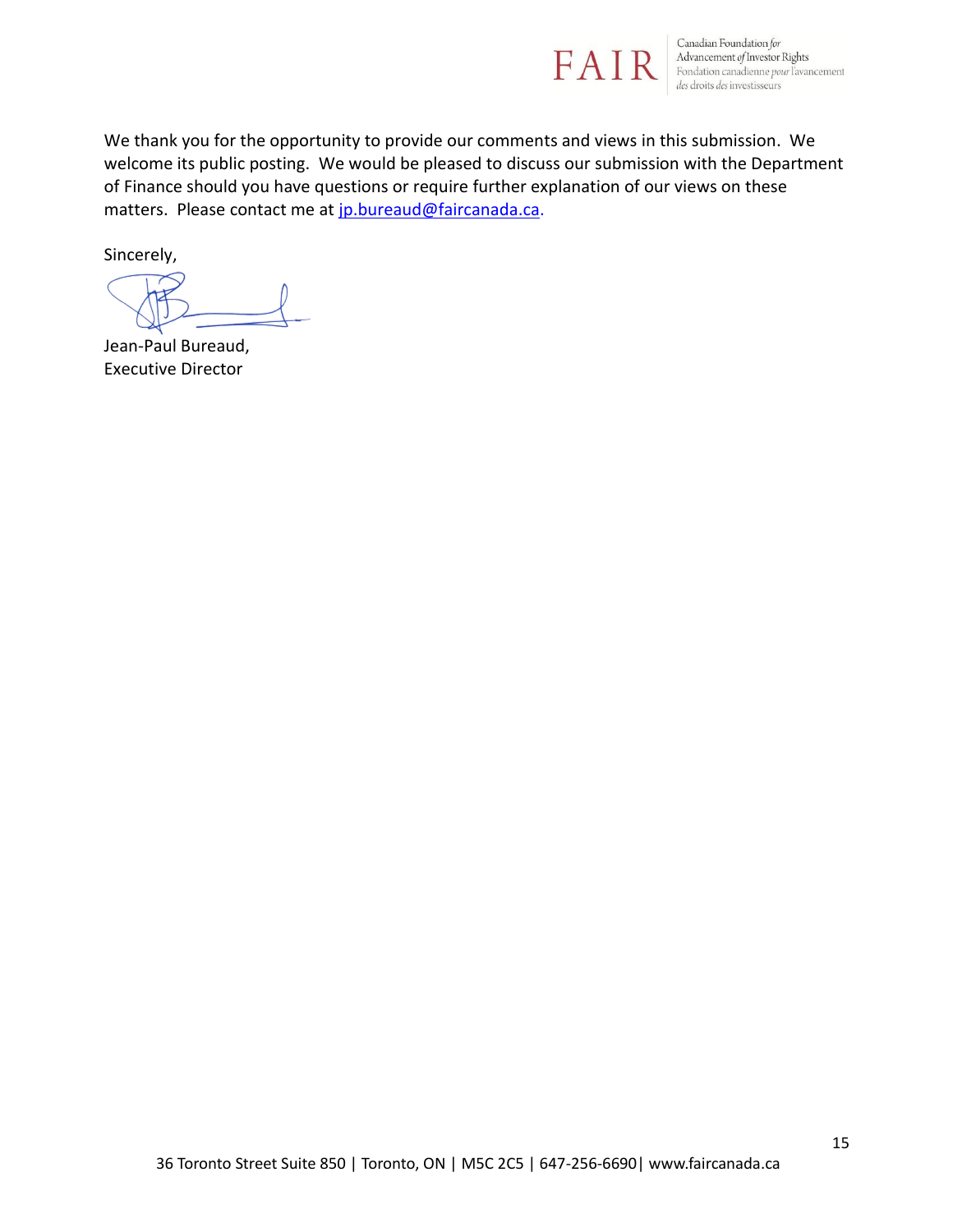We thank you for the opportunity to provide our comments and views in this submission. We welcome its public posting. We would be pleased to discuss our submission with the Department of Finance should you have questions or require further explanation of our views on these matters. Please contact me at jp.bureaud@faircanada.ca.

Sincerely,

Jean-Paul Bureaud,
Executive Director